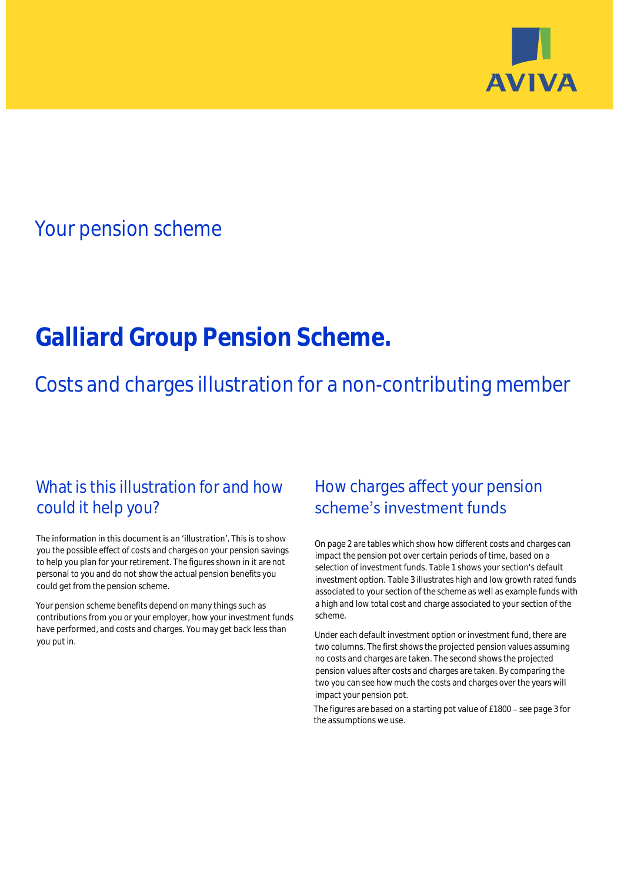AVIVA

## Your pension scheme

# Galliard Group Pension Scheme.

## Costs and charges illustration for a non-contributing member

## What is this illustration for and how could it help you?

The information in this document is an 'illustration'. This is to show you the possible effect of costs and charges on your pension savings to help you plan for your retirement. The figures shown in it are not personal to you and do not show the actual pension benefits you could get from the pension scheme.

Your pension scheme benefits depend on many things such as contributions from you or your employer, how your investment funds have performed, and costs and charges. You may get back less than you put in.

## How charges affect your pension scheme's investment funds

On page 2 are tables which show how different costs and charges can impact the pension pot over certain periods of time, based on a selection of investment funds. Table 1 shows your section's default investment option. Table 3 illustrates high and low growth rated funds associated to your section of the scheme as well as example funds with a high and low total cost and charge associated to your section of the scheme.

Under each default investment option or investment fund, there are two columns. The first shows the projected pension values assuming no costs and charges are taken. The second shows the projected pension values after costs and charges are taken. By comparing the two you can see how much the costs and charges over the years will impact your pension pot.

The figures are based on a starting pot value of £1800 – see page 3 for the assumptions we use.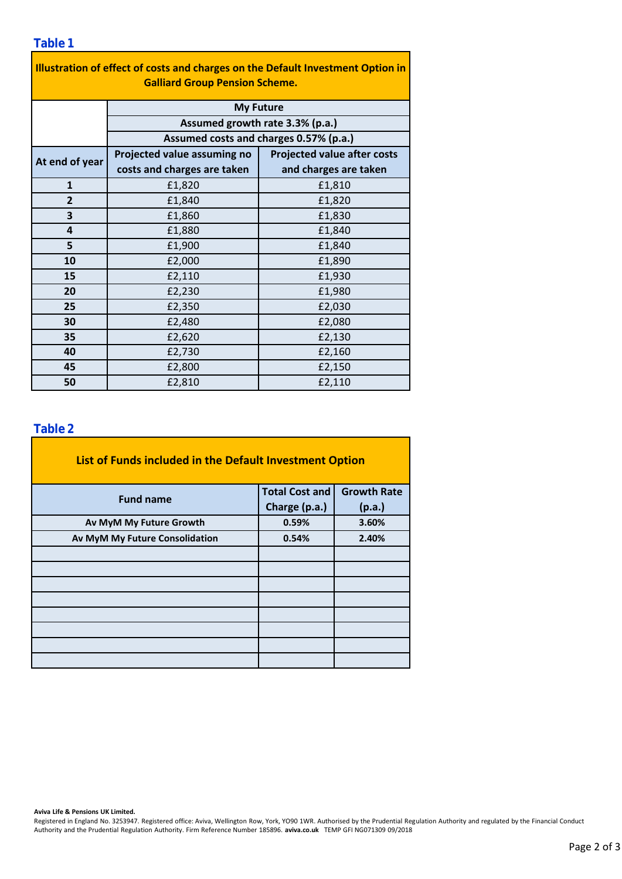## Table 1

| Illustration of effect of costs and charges on the Default Investment Option in Galliard Group Pension Scheme. | | |
|---|---|---|
| | My Future | |
| | Assumed growth rate 3.3% (p.a.) | |
| | Assumed costs and charges 0.57% (p.a.) | |
| **At end of year** | **Projected value assuming no costs and charges are taken** | **Projected value after costs and charges are taken** |
| **1** | £1,820 | £1,810 |
| **2** | £1,840 | £1,820 |
| **3** | £1,860 | £1,830 |
| **4** | £1,880 | £1,840 |
| **5** | £1,900 | £1,840 |
| **10** | £2,000 | £1,890 |
| **15** | £2,110 | £1,930 |
| **20** | £2,230 | £1,980 |
| **25** | £2,350 | £2,030 |
| **30** | £2,480 | £2,080 |
| **35** | £2,620 | £2,130 |
| **40** | £2,730 | £2,160 |
| **45** | £2,800 | £2,150 |
| **50** | £2,810 | £2,110 |

## Table 2

| List of Funds included in the Default Investment Option | | |
|---|---|---|
| **Fund name** | **Total Cost and Charge (p.a.)** | **Growth Rate (p.a.)** |
| **Av MyM My Future Growth** | **0.59%** | **3.60%** |
| **Av MyM My Future Consolidation** | **0.54%** | **2.40%** |
| | | |
| | | |
| | | |
| | | |
| | | |
| | | |
| | | |
| | | |

**Aviva Life & Pensions UK Limited.**
Registered in England No. 3253947. Registered office: Aviva, Wellington Row, York, YO90 1WR. Authorised by the Prudential Regulation Authority and regulated by the Financial Conduct Authority and the Prudential Regulation Authority. Firm Reference Number 185896. **aviva.co.uk** TEMP GFI NG071309 09/2018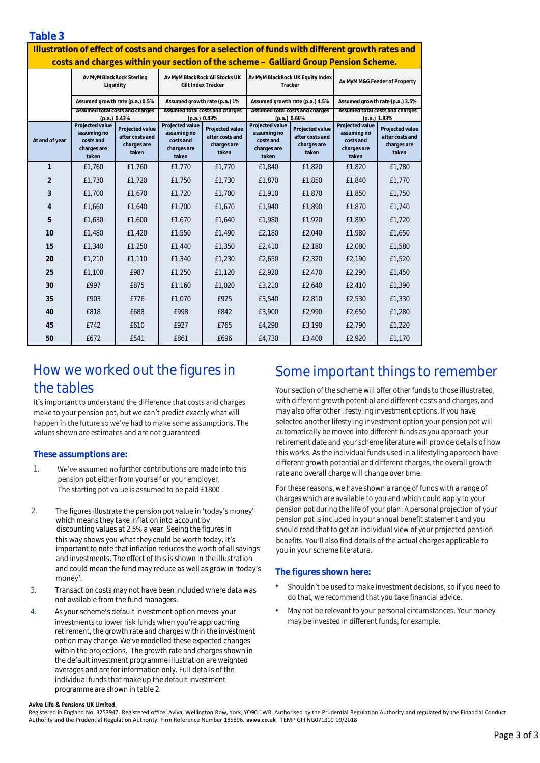## Table 3

| Illustration of effect of costs and charges for a selection of funds with different growth rates and costs and charges within your section of the scheme – Galliard Group Pension Scheme. | | | | | | | | |
|---|---|---|---|---|---|---|---|---|
| | Av MyM BlackRock Sterling Liquidity | | Av MyM BlackRock All Stocks UK Gilt Index Tracker | | Av MyM BlackRock UK Equity Index Tracker | | Av MyM M&G Feeder of Property | |
| | Assumed growth rate (p.a.) 0.5% | | Assumed growth rate (p.a.) 1% | | Assumed growth rate (p.a.) 4.5% | | Assumed growth rate (p.a.) 3.5% | |
| | Assumed total costs and charges (p.a.) 0.43% | | Assumed total costs and charges (p.a.) 0.43% | | Assumed total costs and charges (p.a.) 0.66% | | Assumed total costs and charges (p.a.) 1.83% | |
| At end of year | Projected value assuming no costs and charges are taken | Projected value after costs and charges are taken | Projected value assuming no costs and charges are taken | Projected value after costs and charges are taken | Projected value assuming no costs and charges are taken | Projected value after costs and charges are taken | Projected value assuming no costs and charges are taken | Projected value after costs and charges are taken |
| 1 | £1,760 | £1,760 | £1,770 | £1,770 | £1,840 | £1,820 | £1,820 | £1,780 |
| 2 | £1,730 | £1,720 | £1,750 | £1,730 | £1,870 | £1,850 | £1,840 | £1,770 |
| 3 | £1,700 | £1,670 | £1,720 | £1,700 | £1,910 | £1,870 | £1,850 | £1,750 |
| 4 | £1,660 | £1,640 | £1,700 | £1,670 | £1,940 | £1,890 | £1,870 | £1,740 |
| 5 | £1,630 | £1,600 | £1,670 | £1,640 | £1,980 | £1,920 | £1,890 | £1,720 |
| 10 | £1,480 | £1,420 | £1,550 | £1,490 | £2,180 | £2,040 | £1,980 | £1,650 |
| 15 | £1,340 | £1,250 | £1,440 | £1,350 | £2,410 | £2,180 | £2,080 | £1,580 |
| 20 | £1,210 | £1,110 | £1,340 | £1,230 | £2,650 | £2,320 | £2,190 | £1,520 |
| 25 | £1,100 | £987 | £1,250 | £1,120 | £2,920 | £2,470 | £2,290 | £1,450 |
| 30 | £997 | £875 | £1,160 | £1,020 | £3,210 | £2,640 | £2,410 | £1,390 |
| 35 | £903 | £776 | £1,070 | £925 | £3,540 | £2,810 | £2,530 | £1,330 |
| 40 | £818 | £688 | £998 | £842 | £3,900 | £2,990 | £2,650 | £1,280 |
| 45 | £742 | £610 | £927 | £765 | £4,290 | £3,190 | £2,790 | £1,220 |
| 50 | £672 | £541 | £861 | £696 | £4,730 | £3,400 | £2,920 | £1,170 |

# How we worked out the figures in the tables

It's important to understand the difference that costs and charges make to your pension pot, but we can't predict exactly what will happen in the future so we've had to make some assumptions. The values shown are estimates and are not guaranteed.

### These assumptions are:

1. We've assumed no further contributions are made into this pension pot either from yourself or your employer. The starting pot value is assumed to be paid £1800 .
2. The figures illustrate the pension pot value in 'today's money' which means they take inflation into account by discounting values at 2.5% a year. Seeing the figures in this way shows you what they could be worth today. It's important to note that inflation reduces the worth of all savings and investments. The effect of this is shown in the illustration and could mean the fund may reduce as well as grow in 'today's money'.
3. Transaction costs may not have been included where data was not available from the fund managers.
4. As your scheme's default investment option moves your investments to lower risk funds when you're approaching retirement, the growth rate and charges within the investment option may change. We've modelled these expected changes within the projections. The growth rate and charges shown in the default investment programme illustration are weighted averages and are for information only. Full details of the individual funds that make up the default investment programme are shown in table 2.

# Some important things to remember

Your section of the scheme will offer other funds to those illustrated, with different growth potential and different costs and charges, and may also offer other lifestyling investment options. If you have selected another lifestyling investment option your pension pot will automatically be moved into different funds as you approach your retirement date and your scheme literature will provide details of how this works. As the individual funds used in a lifestyling approach have different growth potential and different charges, the overall growth rate and overall charge will change over time.

For these reasons, we have shown a range of funds with a range of charges which are available to you and which could apply to your pension pot during the life of your plan. A personal projection of your pension pot is included in your annual benefit statement and you should read that to get an individual view of your projected pension benefits. You'll also find details of the actual charges applicable to you in your scheme literature.

### The figures shown here:

- Shouldn't be used to make investment decisions, so if you need to do that, we recommend that you take financial advice.
- May not be relevant to your personal circumstances. Your money may be invested in different funds, for example.

**Aviva Life & Pensions UK Limited.**
Registered in England No. 3253947. Registered office: Aviva, Wellington Row, York, YO90 1WR. Authorised by the Prudential Regulation Authority and regulated by the Financial Conduct Authority and the Prudential Regulation Authority. Firm Reference Number 185896. **aviva.co.uk** TEMP GFI NG071309 09/2018